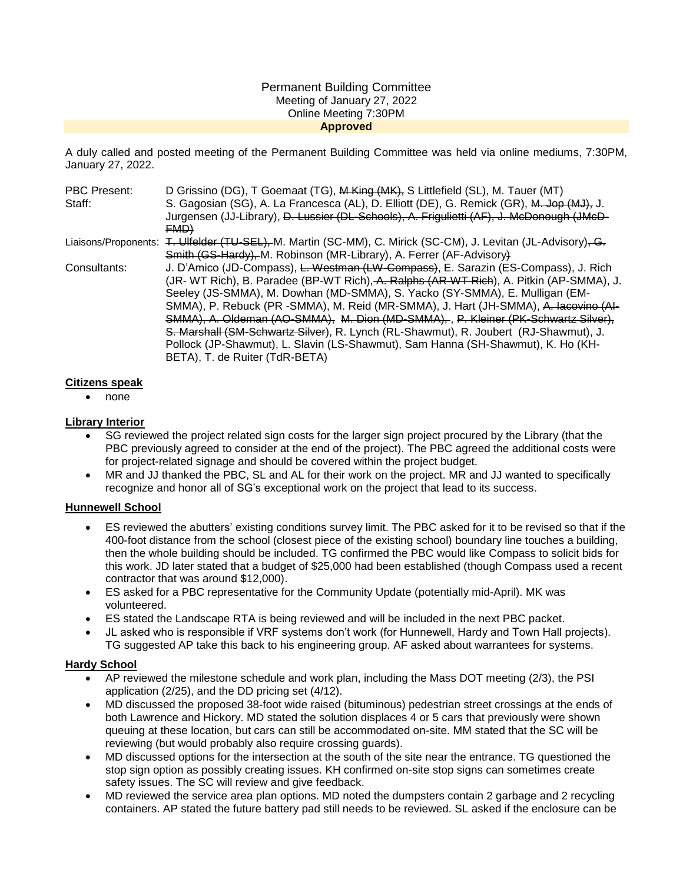Permanent Building Committee
Meeting of January 27, 2022
Online Meeting 7:30PM
**Approved**

A duly called and posted meeting of the Permanent Building Committee was held via online mediums, 7:30PM, January 27, 2022.

| | |
|---|---|
| PBC Present: | D Grissino (DG), T Goemaat (TG), ~~M King (MK),~~ S Littlefield (SL), M. Tauer (MT) |
| Staff: | S. Gagosian (SG), A. La Francesca (AL), D. Elliott (DE), G. Remick (GR), ~~M. Jop (MJ),~~ J. Jurgensen (JJ-Library), ~~D. Lussier (DL-Schools), A. Frigulietti (AF), J. McDonough (JMcD-FMD)~~ |
| Liaisons/Proponents: | ~~T. Ulfelder (TU-SEL),~~ M. Martin (SC-MM), C. Mirick (SC-CM), J. Levitan (JL-Advisory)~~, G. Smith (GS-Hardy),~~ M. Robinson (MR-Library), A. Ferrer (AF-Advisory~~)~~ |
| Consultants: | J. D'Amico (JD-Compass), ~~L. Westman (LW-Compass)~~, E. Sarazin (ES-Compass), J. Rich (JR- WT Rich), B. Paradee (BP-WT Rich)~~, A. Ralphs (AR-WT Rich)~~, A. Pitkin (AP-SMMA), J. Seeley (JS-SMMA), M. Dowhan (MD-SMMA), S. Yacko (SY-SMMA), E. Mulligan (EM-SMMA), P. Rebuck (PR -SMMA), M. Reid (MR-SMMA), J. Hart (JH-SMMA), ~~A. Iacovino (AI-SMMA), A. Oldeman (AO-SMMA), M. Dion (MD-SMMA),~~ , ~~P. Kleiner (PK-Schwartz Silver), S. Marshall (SM-Schwartz Silver)~~, R. Lynch (RL-Shawmut), R. Joubert (RJ-Shawmut), J. Pollock (JP-Shawmut), L. Slavin (LS-Shawmut), Sam Hanna (SH-Shawmut), K. Ho (KH-BETA), T. de Ruiter (TdR-BETA) |

**Citizens speak**

- none

**Library Interior**

- SG reviewed the project related sign costs for the larger sign project procured by the Library (that the PBC previously agreed to consider at the end of the project). The PBC agreed the additional costs were for project-related signage and should be covered within the project budget.
- MR and JJ thanked the PBC, SL and AL for their work on the project. MR and JJ wanted to specifically recognize and honor all of SG's exceptional work on the project that lead to its success.

**Hunnewell School**

- ES reviewed the abutters' existing conditions survey limit. The PBC asked for it to be revised so that if the 400-foot distance from the school (closest piece of the existing school) boundary line touches a building, then the whole building should be included. TG confirmed the PBC would like Compass to solicit bids for this work. JD later stated that a budget of $25,000 had been established (though Compass used a recent contractor that was around $12,000).
- ES asked for a PBC representative for the Community Update (potentially mid-April). MK was volunteered.
- ES stated the Landscape RTA is being reviewed and will be included in the next PBC packet.
- JL asked who is responsible if VRF systems don't work (for Hunnewell, Hardy and Town Hall projects). TG suggested AP take this back to his engineering group. AF asked about warrantees for systems.

**Hardy School**

- AP reviewed the milestone schedule and work plan, including the Mass DOT meeting (2/3), the PSI application (2/25), and the DD pricing set (4/12).
- MD discussed the proposed 38-foot wide raised (bituminous) pedestrian street crossings at the ends of both Lawrence and Hickory. MD stated the solution displaces 4 or 5 cars that previously were shown queuing at these location, but cars can still be accommodated on-site. MM stated that the SC will be reviewing (but would probably also require crossing guards).
- MD discussed options for the intersection at the south of the site near the entrance. TG questioned the stop sign option as possibly creating issues. KH confirmed on-site stop signs can sometimes create safety issues. The SC will review and give feedback.
- MD reviewed the service area plan options. MD noted the dumpsters contain 2 garbage and 2 recycling containers. AP stated the future battery pad still needs to be reviewed. SL asked if the enclosure can be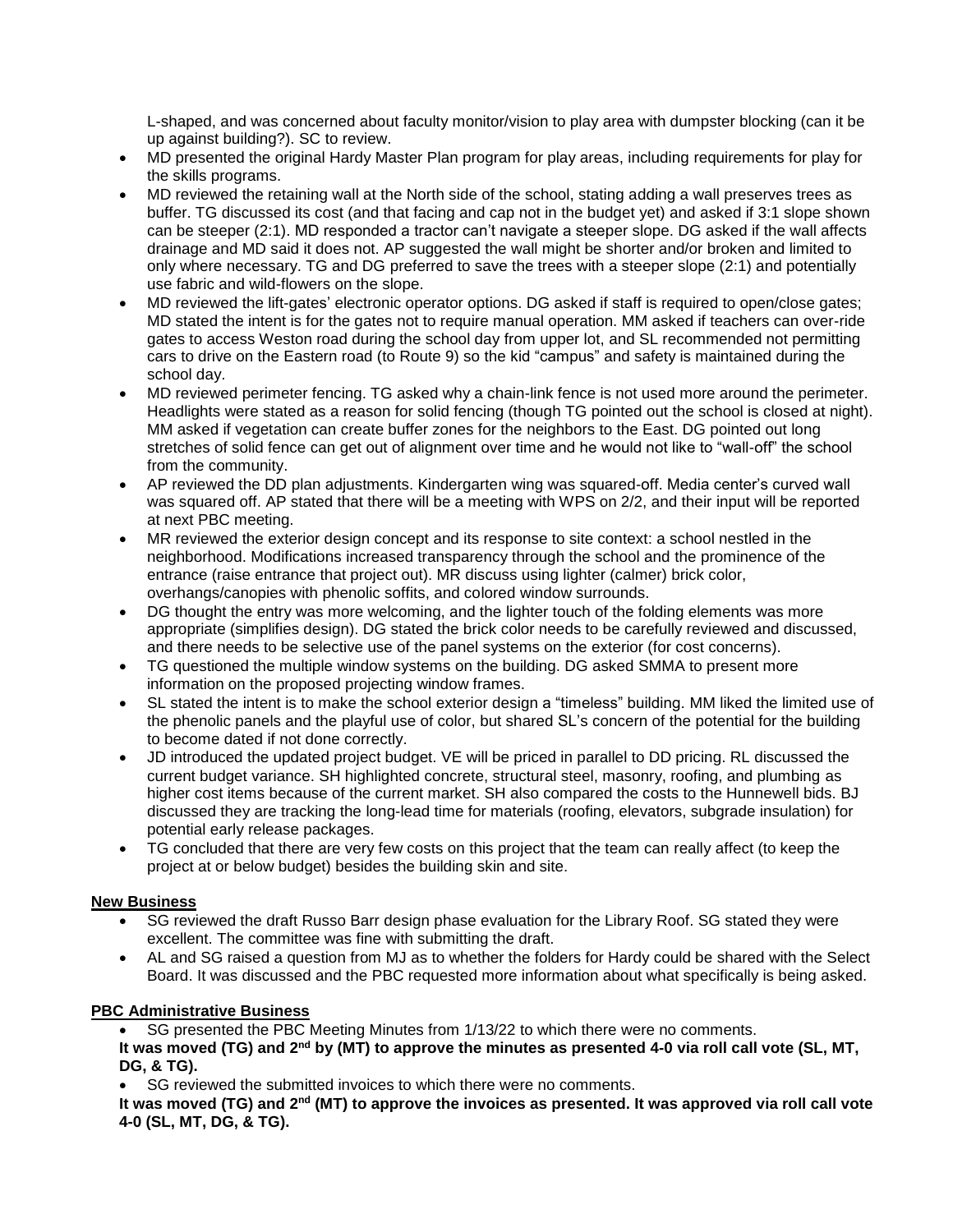L-shaped, and was concerned about faculty monitor/vision to play area with dumpster blocking (can it be up against building?). SC to review.

- MD presented the original Hardy Master Plan program for play areas, including requirements for play for the skills programs.
- MD reviewed the retaining wall at the North side of the school, stating adding a wall preserves trees as buffer. TG discussed its cost (and that facing and cap not in the budget yet) and asked if 3:1 slope shown can be steeper (2:1). MD responded a tractor can't navigate a steeper slope. DG asked if the wall affects drainage and MD said it does not. AP suggested the wall might be shorter and/or broken and limited to only where necessary. TG and DG preferred to save the trees with a steeper slope (2:1) and potentially use fabric and wild-flowers on the slope.
- MD reviewed the lift-gates' electronic operator options. DG asked if staff is required to open/close gates; MD stated the intent is for the gates not to require manual operation. MM asked if teachers can over-ride gates to access Weston road during the school day from upper lot, and SL recommended not permitting cars to drive on the Eastern road (to Route 9) so the kid "campus" and safety is maintained during the school day.
- MD reviewed perimeter fencing. TG asked why a chain-link fence is not used more around the perimeter. Headlights were stated as a reason for solid fencing (though TG pointed out the school is closed at night). MM asked if vegetation can create buffer zones for the neighbors to the East. DG pointed out long stretches of solid fence can get out of alignment over time and he would not like to "wall-off" the school from the community.
- AP reviewed the DD plan adjustments. Kindergarten wing was squared-off. Media center's curved wall was squared off. AP stated that there will be a meeting with WPS on 2/2, and their input will be reported at next PBC meeting.
- MR reviewed the exterior design concept and its response to site context: a school nestled in the neighborhood. Modifications increased transparency through the school and the prominence of the entrance (raise entrance that project out). MR discuss using lighter (calmer) brick color, overhangs/canopies with phenolic soffits, and colored window surrounds.
- DG thought the entry was more welcoming, and the lighter touch of the folding elements was more appropriate (simplifies design). DG stated the brick color needs to be carefully reviewed and discussed, and there needs to be selective use of the panel systems on the exterior (for cost concerns).
- TG questioned the multiple window systems on the building. DG asked SMMA to present more information on the proposed projecting window frames.
- SL stated the intent is to make the school exterior design a "timeless" building. MM liked the limited use of the phenolic panels and the playful use of color, but shared SL's concern of the potential for the building to become dated if not done correctly.
- JD introduced the updated project budget. VE will be priced in parallel to DD pricing. RL discussed the current budget variance. SH highlighted concrete, structural steel, masonry, roofing, and plumbing as higher cost items because of the current market. SH also compared the costs to the Hunnewell bids. BJ discussed they are tracking the long-lead time for materials (roofing, elevators, subgrade insulation) for potential early release packages.
- TG concluded that there are very few costs on this project that the team can really affect (to keep the project at or below budget) besides the building skin and site.

**New Business**

- SG reviewed the draft Russo Barr design phase evaluation for the Library Roof. SG stated they were excellent. The committee was fine with submitting the draft.
- AL and SG raised a question from MJ as to whether the folders for Hardy could be shared with the Select Board. It was discussed and the PBC requested more information about what specifically is being asked.

**PBC Administrative Business**

- SG presented the PBC Meeting Minutes from 1/13/22 to which there were no comments.

**It was moved (TG) and 2nd by (MT) to approve the minutes as presented 4-0 via roll call vote (SL, MT, DG, & TG).**

- SG reviewed the submitted invoices to which there were no comments.

**It was moved (TG) and 2nd (MT) to approve the invoices as presented. It was approved via roll call vote 4-0 (SL, MT, DG, & TG).**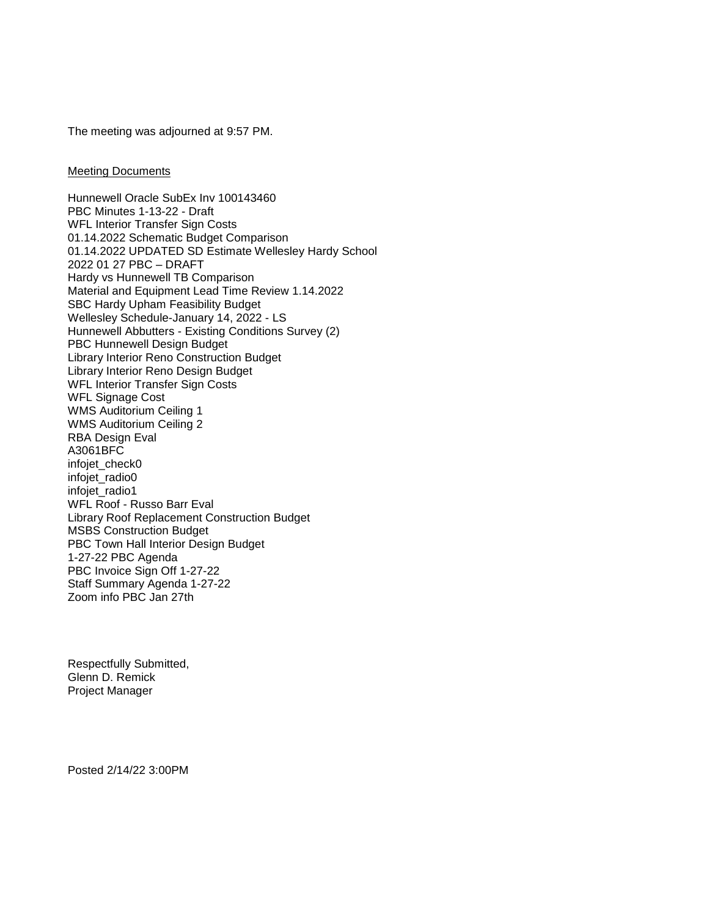The meeting was adjourned at 9:57 PM.

Meeting Documents

Hunnewell Oracle SubEx Inv 100143460
PBC Minutes 1-13-22 - Draft
WFL Interior Transfer Sign Costs
01.14.2022 Schematic Budget Comparison
01.14.2022 UPDATED SD Estimate Wellesley Hardy School
2022 01 27 PBC – DRAFT
Hardy vs Hunnewell TB Comparison
Material and Equipment Lead Time Review 1.14.2022
SBC Hardy Upham Feasibility Budget
Wellesley Schedule-January 14, 2022 - LS
Hunnewell Abbutters - Existing Conditions Survey (2)
PBC Hunnewell Design Budget
Library Interior Reno Construction Budget
Library Interior Reno Design Budget
WFL Interior Transfer Sign Costs
WFL Signage Cost
WMS Auditorium Ceiling 1
WMS Auditorium Ceiling 2
RBA Design Eval
A3061BFC
infojet_check0
infojet_radio0
infojet_radio1
WFL Roof - Russo Barr Eval
Library Roof Replacement Construction Budget
MSBS Construction Budget
PBC Town Hall Interior Design Budget
1-27-22 PBC Agenda
PBC Invoice Sign Off 1-27-22
Staff Summary Agenda 1-27-22
Zoom info PBC Jan 27th

Respectfully Submitted,
Glenn D. Remick
Project Manager

Posted 2/14/22 3:00PM